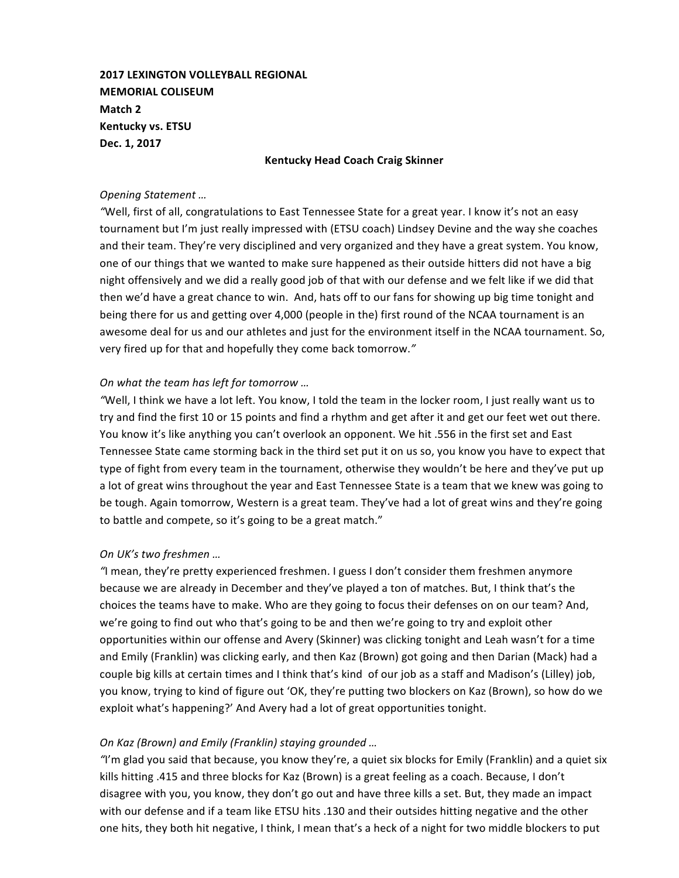**2017 LEXINGTON VOLLEYBALL REGIONAL**
**MEMORIAL COLISEUM**
**Match 2**
**Kentucky vs. ETSU**
**Dec. 1, 2017**

**Kentucky Head Coach Craig Skinner**

*Opening Statement …*

*"*Well, first of all, congratulations to East Tennessee State for a great year. I know it's not an easy tournament but I'm just really impressed with (ETSU coach) Lindsey Devine and the way she coaches and their team. They're very disciplined and very organized and they have a great system. You know, one of our things that we wanted to make sure happened as their outside hitters did not have a big night offensively and we did a really good job of that with our defense and we felt like if we did that then we'd have a great chance to win. And, hats off to our fans for showing up big time tonight and being there for us and getting over 4,000 (people in the) first round of the NCAA tournament is an awesome deal for us and our athletes and just for the environment itself in the NCAA tournament. So, very fired up for that and hopefully they come back tomorrow.*"*

*On what the team has left for tomorrow …*

*"*Well, I think we have a lot left. You know, I told the team in the locker room, I just really want us to try and find the first 10 or 15 points and find a rhythm and get after it and get our feet wet out there. You know it's like anything you can't overlook an opponent. We hit .556 in the first set and East Tennessee State came storming back in the third set put it on us so, you know you have to expect that type of fight from every team in the tournament, otherwise they wouldn't be here and they've put up a lot of great wins throughout the year and East Tennessee State is a team that we knew was going to be tough. Again tomorrow, Western is a great team. They've had a lot of great wins and they're going to battle and compete, so it's going to be a great match."

*On UK's two freshmen …*

*"*I mean, they're pretty experienced freshmen. I guess I don't consider them freshmen anymore because we are already in December and they've played a ton of matches. But, I think that's the choices the teams have to make. Who are they going to focus their defenses on on our team? And, we're going to find out who that's going to be and then we're going to try and exploit other opportunities within our offense and Avery (Skinner) was clicking tonight and Leah wasn't for a time and Emily (Franklin) was clicking early, and then Kaz (Brown) got going and then Darian (Mack) had a couple big kills at certain times and I think that's kind of our job as a staff and Madison's (Lilley) job, you know, trying to kind of figure out 'OK, they're putting two blockers on Kaz (Brown), so how do we exploit what's happening?' And Avery had a lot of great opportunities tonight.

*On Kaz (Brown) and Emily (Franklin) staying grounded …*

*"*I'm glad you said that because, you know they're, a quiet six blocks for Emily (Franklin) and a quiet six kills hitting .415 and three blocks for Kaz (Brown) is a great feeling as a coach. Because, I don't disagree with you, you know, they don't go out and have three kills a set. But, they made an impact with our defense and if a team like ETSU hits .130 and their outsides hitting negative and the other one hits, they both hit negative, I think, I mean that's a heck of a night for two middle blockers to put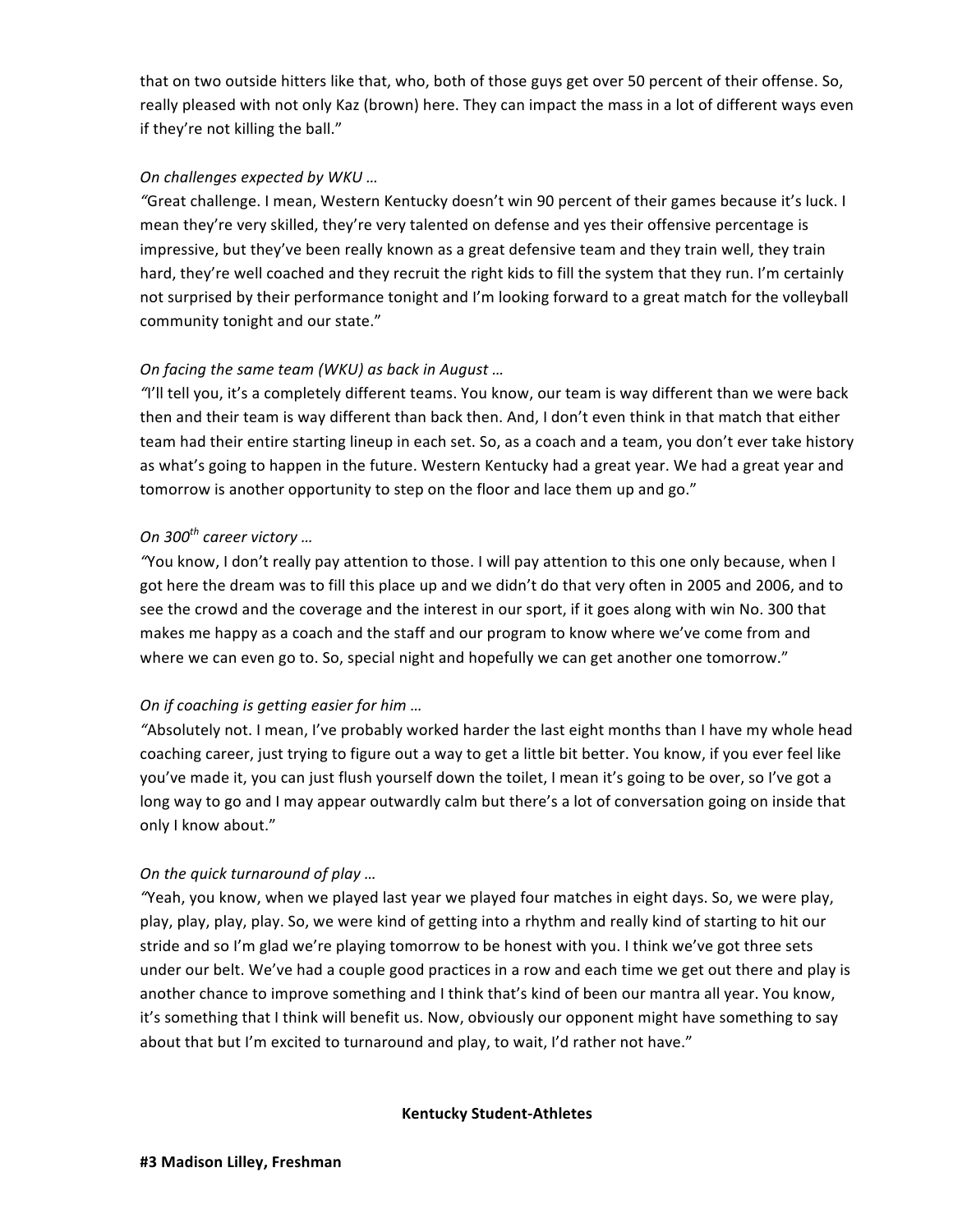that on two outside hitters like that, who, both of those guys get over 50 percent of their offense. So, really pleased with not only Kaz (brown) here. They can impact the mass in a lot of different ways even if they're not killing the ball."

*On challenges expected by WKU …*

"Great challenge. I mean, Western Kentucky doesn't win 90 percent of their games because it's luck. I mean they're very skilled, they're very talented on defense and yes their offensive percentage is impressive, but they've been really known as a great defensive team and they train well, they train hard, they're well coached and they recruit the right kids to fill the system that they run. I'm certainly not surprised by their performance tonight and I'm looking forward to a great match for the volleyball community tonight and our state."

*On facing the same team (WKU) as back in August …*

"I'll tell you, it's a completely different teams. You know, our team is way different than we were back then and their team is way different than back then. And, I don't even think in that match that either team had their entire starting lineup in each set. So, as a coach and a team, you don't ever take history as what's going to happen in the future. Western Kentucky had a great year. We had a great year and tomorrow is another opportunity to step on the floor and lace them up and go."

*On 300th career victory …*

"You know, I don't really pay attention to those. I will pay attention to this one only because, when I got here the dream was to fill this place up and we didn't do that very often in 2005 and 2006, and to see the crowd and the coverage and the interest in our sport, if it goes along with win No. 300 that makes me happy as a coach and the staff and our program to know where we've come from and where we can even go to. So, special night and hopefully we can get another one tomorrow."

*On if coaching is getting easier for him …*

"Absolutely not. I mean, I've probably worked harder the last eight months than I have my whole head coaching career, just trying to figure out a way to get a little bit better. You know, if you ever feel like you've made it, you can just flush yourself down the toilet, I mean it's going to be over, so I've got a long way to go and I may appear outwardly calm but there's a lot of conversation going on inside that only I know about."

*On the quick turnaround of play …*

"Yeah, you know, when we played last year we played four matches in eight days. So, we were play, play, play, play, play. So, we were kind of getting into a rhythm and really kind of starting to hit our stride and so I'm glad we're playing tomorrow to be honest with you. I think we've got three sets under our belt. We've had a couple good practices in a row and each time we get out there and play is another chance to improve something and I think that's kind of been our mantra all year. You know, it's something that I think will benefit us. Now, obviously our opponent might have something to say about that but I'm excited to turnaround and play, to wait, I'd rather not have."

**Kentucky Student-Athletes**

**#3 Madison Lilley, Freshman**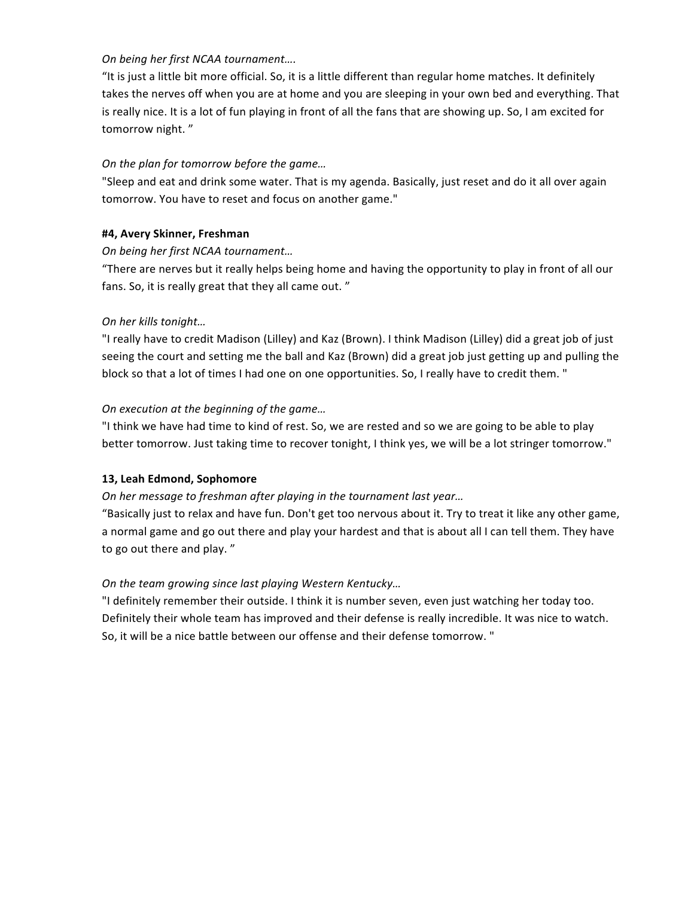*On being her first NCAA tournament….*

"It is just a little bit more official. So, it is a little different than regular home matches. It definitely takes the nerves off when you are at home and you are sleeping in your own bed and everything. That is really nice. It is a lot of fun playing in front of all the fans that are showing up. So, I am excited for tomorrow night. "

*On the plan for tomorrow before the game…*

"Sleep and eat and drink some water. That is my agenda. Basically, just reset and do it all over again tomorrow. You have to reset and focus on another game."

**#4, Avery Skinner, Freshman**

*On being her first NCAA tournament…*

"There are nerves but it really helps being home and having the opportunity to play in front of all our fans. So, it is really great that they all came out. "

*On her kills tonight…*

"I really have to credit Madison (Lilley) and Kaz (Brown). I think Madison (Lilley) did a great job of just seeing the court and setting me the ball and Kaz (Brown) did a great job just getting up and pulling the block so that a lot of times I had one on one opportunities. So, I really have to credit them. "

*On execution at the beginning of the game…*

"I think we have had time to kind of rest. So, we are rested and so we are going to be able to play better tomorrow. Just taking time to recover tonight, I think yes, we will be a lot stringer tomorrow."

**13, Leah Edmond, Sophomore**

*On her message to freshman after playing in the tournament last year…*

"Basically just to relax and have fun. Don't get too nervous about it. Try to treat it like any other game, a normal game and go out there and play your hardest and that is about all I can tell them. They have to go out there and play. "

*On the team growing since last playing Western Kentucky…*

"I definitely remember their outside. I think it is number seven, even just watching her today too. Definitely their whole team has improved and their defense is really incredible. It was nice to watch. So, it will be a nice battle between our offense and their defense tomorrow. "